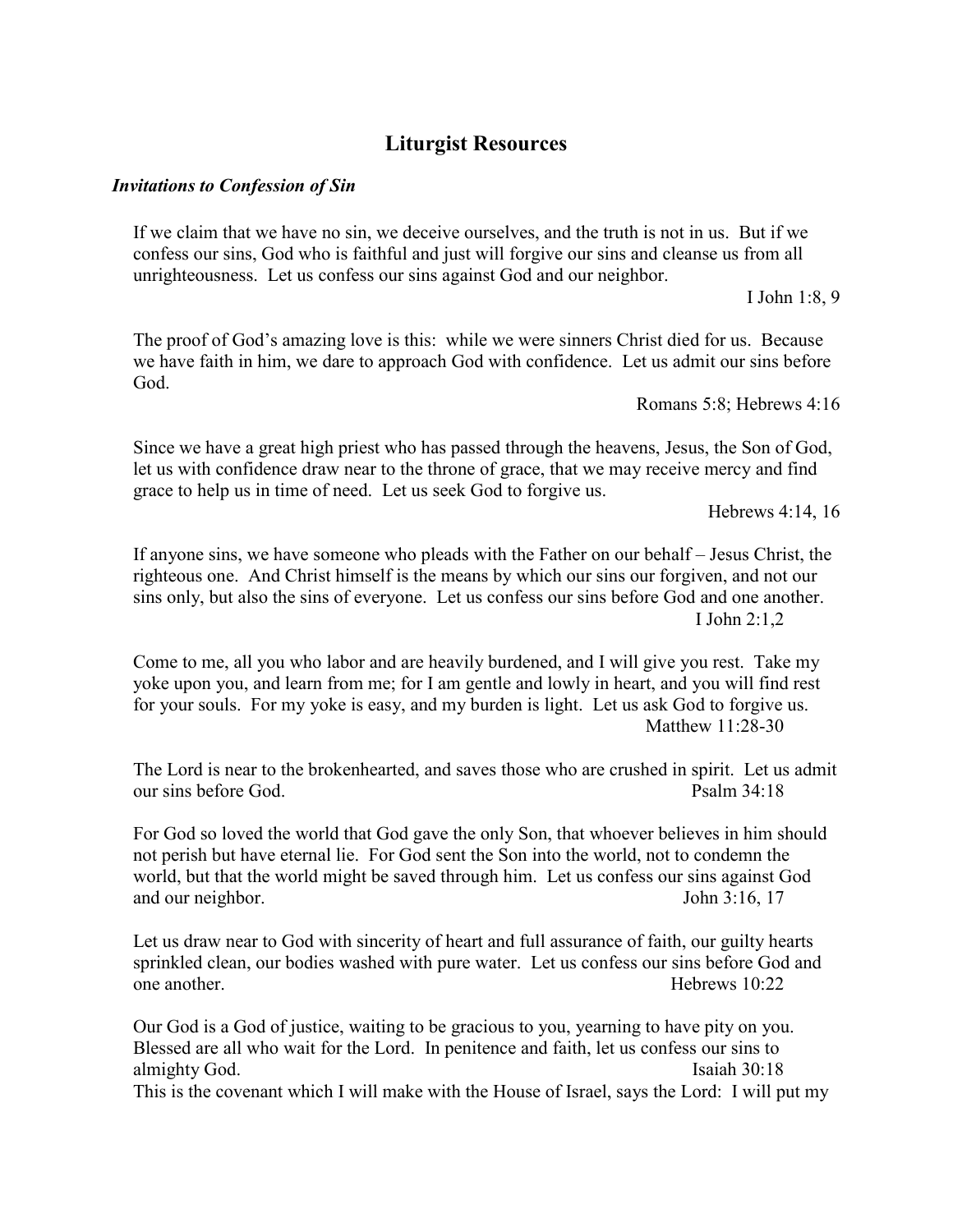# Liturgist Resources

## *Invitations to Confession of Sin*

If we claim that we have no sin, we deceive ourselves, and the truth is not in us. But if we confess our sins, God who is faithful and just will forgive our sins and cleanse us from all unrighteousness. Let us confess our sins against God and our neighbor.

I John 1:8, 9

The proof of God's amazing love is this: while we were sinners Christ died for us. Because we have faith in him, we dare to approach God with confidence. Let us admit our sins before God.

Romans 5:8; Hebrews 4:16

Since we have a great high priest who has passed through the heavens, Jesus, the Son of God, let us with confidence draw near to the throne of grace, that we may receive mercy and find grace to help us in time of need. Let us seek God to forgive us.

Hebrews 4:14, 16

If anyone sins, we have someone who pleads with the Father on our behalf – Jesus Christ, the righteous one. And Christ himself is the means by which our sins our forgiven, and not our sins only, but also the sins of everyone. Let us confess our sins before God and one another.

I John 2:1,2

Come to me, all you who labor and are heavily burdened, and I will give you rest. Take my yoke upon you, and learn from me; for I am gentle and lowly in heart, and you will find rest for your souls. For my yoke is easy, and my burden is light. Let us ask God to forgive us.

Matthew 11:28-30

The Lord is near to the brokenhearted, and saves those who are crushed in spirit. Let us admit our sins before God.

Psalm 34:18

For God so loved the world that God gave the only Son, that whoever believes in him should not perish but have eternal lie. For God sent the Son into the world, not to condemn the world, but that the world might saved through him. Let us confess our sins against God and our neighbor.

John 3:16, 17

Let us draw near to God with sincerity of heart and full assurance of faith, our guilty hearts sprinkled clean, our bodies washed with pure water. Let us confess our sins before God and one another.

Hebrews 10:22

Our God is a God of justice, waiting to be gracious to you, yearning to have pity on you. Blessed are all who wait for the Lord. In penitence and faith, let us confess our sins to almighty God.

Isaiah 30:18

This is the covenant which I will make with the House of Israel, says the Lord: I will put my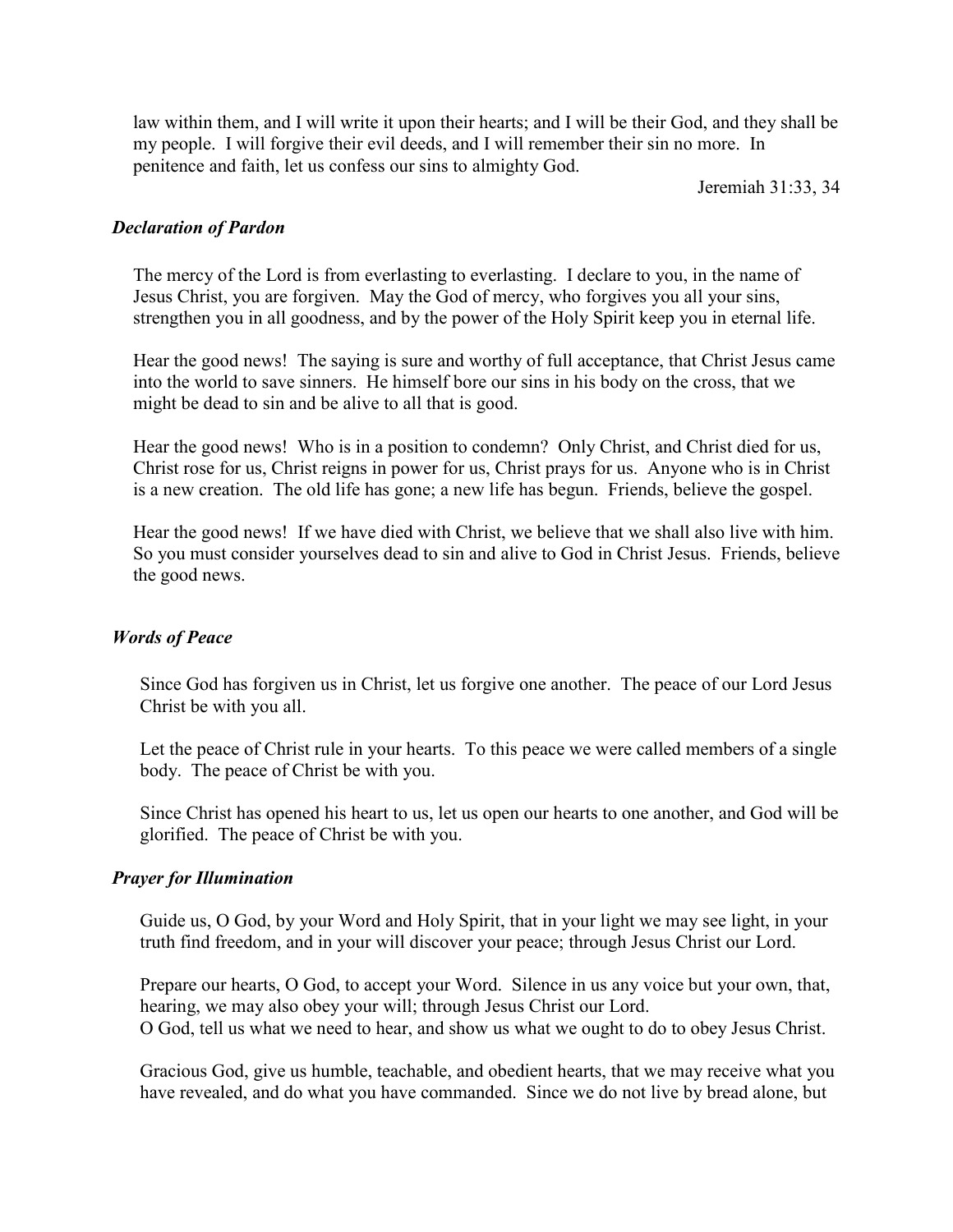law within them, and I will write it upon their hearts; and I will be their God, and they shall be my people. I will forgive their evil deeds, and I will remember their sin no more. In penitence and faith, let us confess our sins to almighty God.

Jeremiah 31:33, 34

### *Declaration of Pardon*

The mercy of the Lord is from everlasting to everlasting. I declare to you, in the name of Jesus Christ, you are forgiven. May the God of mercy, who forgives you all your sins, strengthen you in all goodness, and by the power of the Holy Spirit keep you in eternal life.

Hear the good news! The saying is sure and worthy of full acceptance, that Christ Jesus came into the world to save sinners. He himself bore our sins in his body on the cross, that we might be dead to sin and be alive to all that is good.

Hear the good news! Who is in a position to condemn? Only Christ, and Christ died for us, Christ rose for us, Christ reigns in power for us, Christ prays for us. Anyone who is in Christ is a new creation. The old life has gone; a new life has begun. Friends, believe the gospel.

Hear the good news! If we have died with Christ, we believe that we shall also live with him. So you must consider yourselves dead to sin and alive to God in Christ Jesus. Friends, believe the good news.

### *Words of Peace*

Since God has forgiven us in Christ, let us forgive one another. The peace of our Lord Jesus Christ be with you all.

Let the peace of Christ rule in your hearts. To this peace we were called members of a single body. The peace of Christ be with you.

Since Christ has opened his heart to us, let us open our hearts to one another, and God will be glorified. The peace of Christ be with you.

### *Prayer for Illumination*

Guide us, O God, by your Word and Holy Spirit, that in your light we may see light, in your truth find freedom, and in your will discover your peace; through Jesus Christ our Lord.

Prepare our hearts, O God, to accept your Word. Silence in us any voice but your own, that, hearing, we may also obey your will; through Jesus Christ our Lord.
O God, tell us what we need to hear, and show us what we ought to do to obey Jesus Christ.

Gracious God, give us humble, teachable, and obedient hearts, that we may receive what you have revealed, and do what you have commanded. Since we do not live by bread alone, but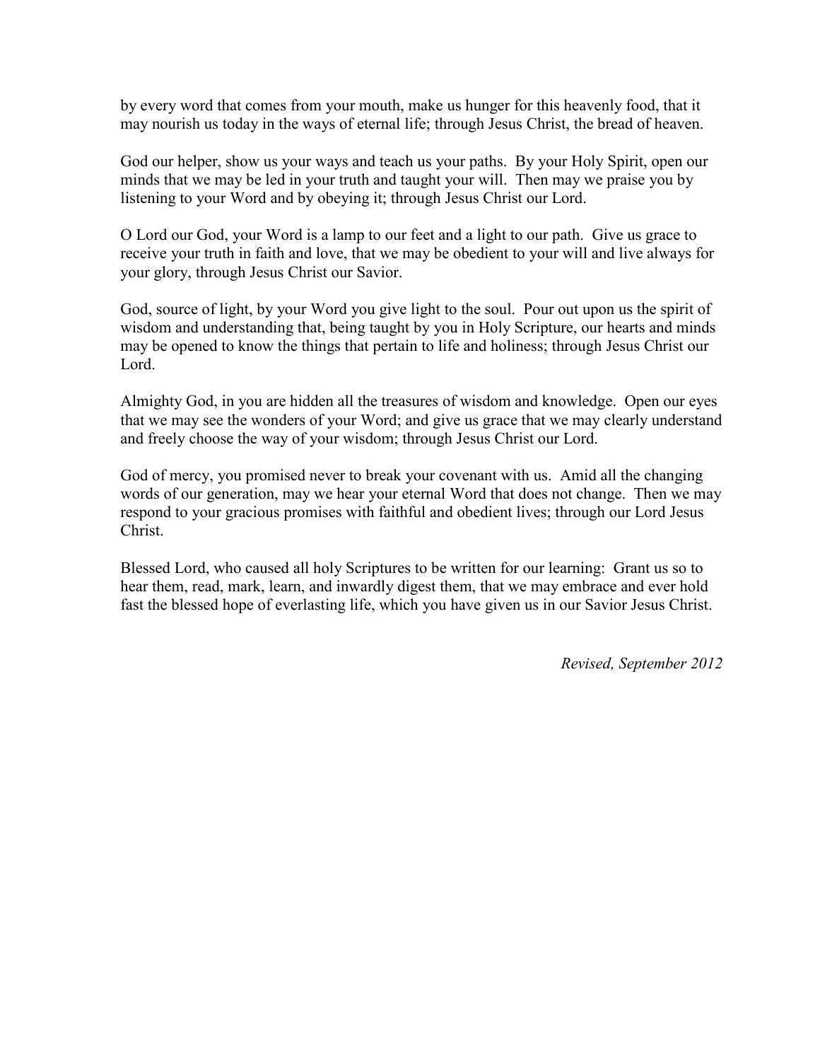by every word that comes from your mouth, make us hunger for this heavenly food, that it may nourish us today in the ways of eternal life; through Jesus Christ, the bread of heaven.

God our helper, show us your ways and teach us your paths. By your Holy Spirit, open our minds that we may be led in your truth and taught your will. Then may we praise you by listening to your Word and by obeying it; through Jesus Christ our Lord.

O Lord our God, your Word is a lamp to our feet and a light to our path. Give us grace to receive your truth in faith and love, that we may be obedient to your will and live always for your glory, through Jesus Christ our Savior.

God, source of light, by your Word you give light to the soul. Pour out upon us the spirit of wisdom and understanding that, being taught by you in Holy Scripture, our hearts and minds may be opened to know the things that pertain to life and holiness; through Jesus Christ our Lord.

Almighty God, in you are hidden all the treasures of wisdom and knowledge. Open our eyes that we may see the wonders of your Word; and give us grace that we may clearly understand and freely choose the way of your wisdom; through Jesus Christ our Lord.

God of mercy, you promised never to break your covenant with us. Amid all the changing words of our generation, may we hear your eternal Word that does not change. Then we may respond to your gracious promises with faithful and obedient lives; through our Lord Jesus Christ.

Blessed Lord, who caused all holy Scriptures to be written for our learning: Grant us so to hear them, read, mark, learn, and inwardly digest them, that we may embrace and ever hold fast the blessed hope of everlasting life, which you have given us in our Savior Jesus Christ.

*Revised, September 2012*